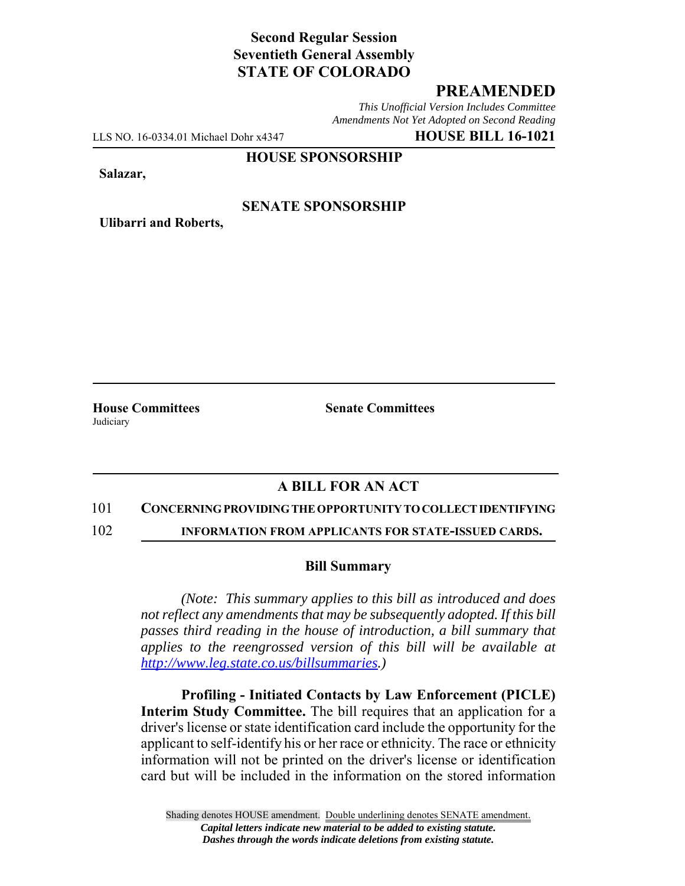**Second Regular Session**
**Seventieth General Assembly**
**STATE OF COLORADO**

# PREAMENDED

*This Unofficial Version Includes Committee Amendments Not Yet Adopted on Second Reading*

LLS NO. 16-0334.01 Michael Dohr x4347 **HOUSE BILL 16-1021**

**HOUSE SPONSORSHIP**

**Salazar,**

**SENATE SPONSORSHIP**

**Ulibarri and Roberts,**

**House Committees**
Judiciary

**Senate Committees**

## A BILL FOR AN ACT

101 **CONCERNING PROVIDING THE OPPORTUNITY TO COLLECT IDENTIFYING**
102 **INFORMATION FROM APPLICANTS FOR STATE-ISSUED CARDS.**

### Bill Summary

*(Note: This summary applies to this bill as introduced and does not reflect any amendments that may be subsequently adopted. If this bill passes third reading in the house of introduction, a bill summary that applies to the reengrossed version of this bill will be available at http://www.leg.state.co.us/billsummaries.)*

**Profiling - Initiated Contacts by Law Enforcement (PICLE) Interim Study Committee.** The bill requires that an application for a driver's license or state identification card include the opportunity for the applicant to self-identify his or her race or ethnicity. The race or ethnicity information will not be printed on the driver's license or identification card but will be included in the information on the stored information

Shading denotes HOUSE amendment. Double underlining denotes SENATE amendment.
*Capital letters indicate new material to be added to existing statute.*
*Dashes through the words indicate deletions from existing statute.*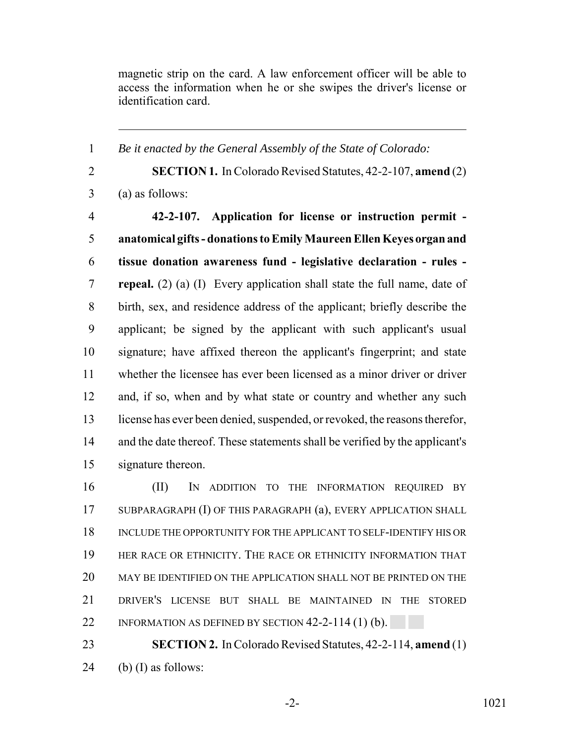magnetic strip on the card. A law enforcement officer will be able to access the information when he or she swipes the driver's license or identification card.

---

*Be it enacted by the General Assembly of the State of Colorado:*

**SECTION 1.** In Colorado Revised Statutes, 42-2-107, **amend** (2) (a) as follows:

**42-2-107. Application for license or instruction permit - anatomical gifts - donations to Emily Maureen Ellen Keyes organ and tissue donation awareness fund - legislative declaration - rules - repeal.** (2) (a) (I) Every application shall state the full name, date of birth, sex, and residence address of the applicant; briefly describe the applicant; be signed by the applicant with such applicant's usual signature; have affixed thereon the applicant's fingerprint; and state whether the licensee has ever been licensed as a minor driver or driver and, if so, when and by what state or country and whether any such license has ever been denied, suspended, or revoked, the reasons therefor, and the date thereof. These statements shall be verified by the applicant's signature thereon.

(II) IN ADDITION TO THE INFORMATION REQUIRED BY SUBPARAGRAPH (I) OF THIS PARAGRAPH (a), EVERY APPLICATION SHALL INCLUDE THE OPPORTUNITY FOR THE APPLICANT TO SELF-IDENTIFY HIS OR HER RACE OR ETHNICITY. THE RACE OR ETHNICITY INFORMATION THAT MAY BE IDENTIFIED ON THE APPLICATION SHALL NOT BE PRINTED ON THE DRIVER'S LICENSE BUT SHALL BE MAINTAINED IN THE STORED INFORMATION AS DEFINED BY SECTION 42-2-114 (1) (b).

**SECTION 2.** In Colorado Revised Statutes, 42-2-114, **amend** (1) (b) (I) as follows: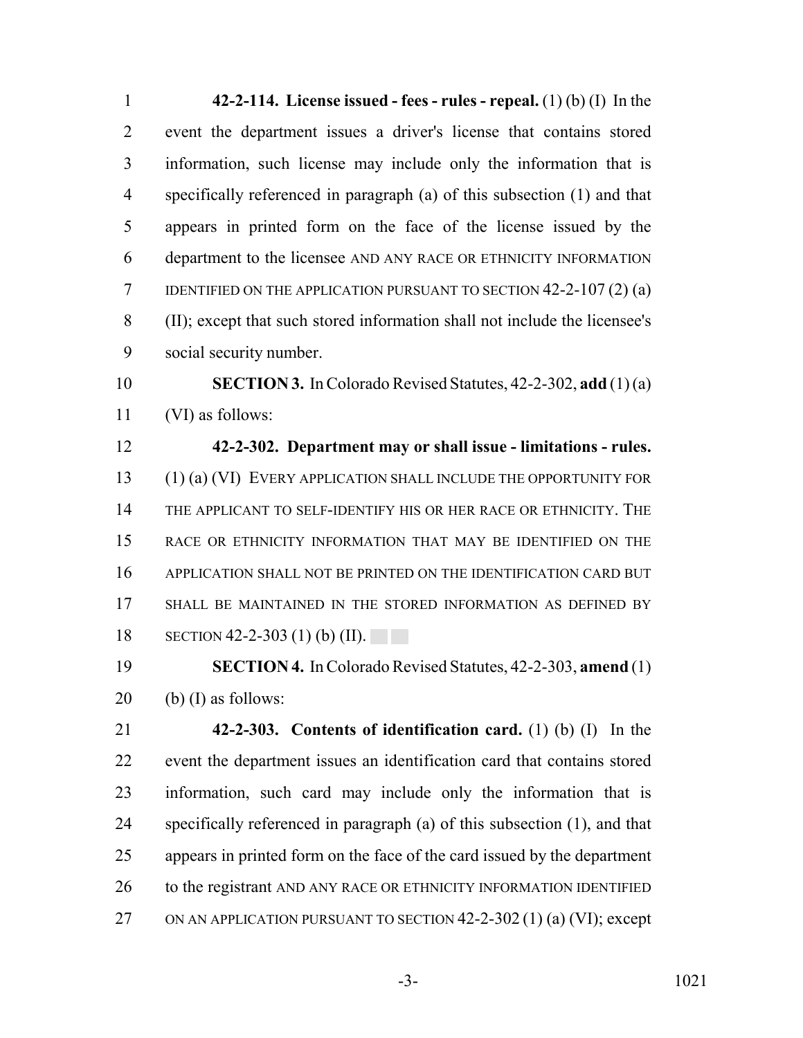**42-2-114. License issued - fees - rules - repeal.** (1) (b) (I) In the event the department issues a driver's license that contains stored information, such license may include only the information that is specifically referenced in paragraph (a) of this subsection (1) and that appears in printed form on the face of the license issued by the department to the licensee AND ANY RACE OR ETHNICITY INFORMATION IDENTIFIED ON THE APPLICATION PURSUANT TO SECTION 42-2-107 (2) (a) (II); except that such stored information shall not include the licensee's social security number.

**SECTION 3.** In Colorado Revised Statutes, 42-2-302, **add** (1) (a) (VI) as follows:

**42-2-302. Department may or shall issue - limitations - rules.** (1) (a) (VI) EVERY APPLICATION SHALL INCLUDE THE OPPORTUNITY FOR THE APPLICANT TO SELF-IDENTIFY HIS OR HER RACE OR ETHNICITY. THE RACE OR ETHNICITY INFORMATION THAT MAY BE IDENTIFIED ON THE APPLICATION SHALL NOT BE PRINTED ON THE IDENTIFICATION CARD BUT SHALL BE MAINTAINED IN THE STORED INFORMATION AS DEFINED BY SECTION 42-2-303 (1) (b) (II).

**SECTION 4.** In Colorado Revised Statutes, 42-2-303, **amend** (1) (b) (I) as follows:

**42-2-303. Contents of identification card.** (1) (b) (I) In the event the department issues an identification card that contains stored information, such card may include only the information that is specifically referenced in paragraph (a) of this subsection (1), and that appears in printed form on the face of the card issued by the department to the registrant AND ANY RACE OR ETHNICITY INFORMATION IDENTIFIED ON AN APPLICATION PURSUANT TO SECTION 42-2-302 (1) (a) (VI); except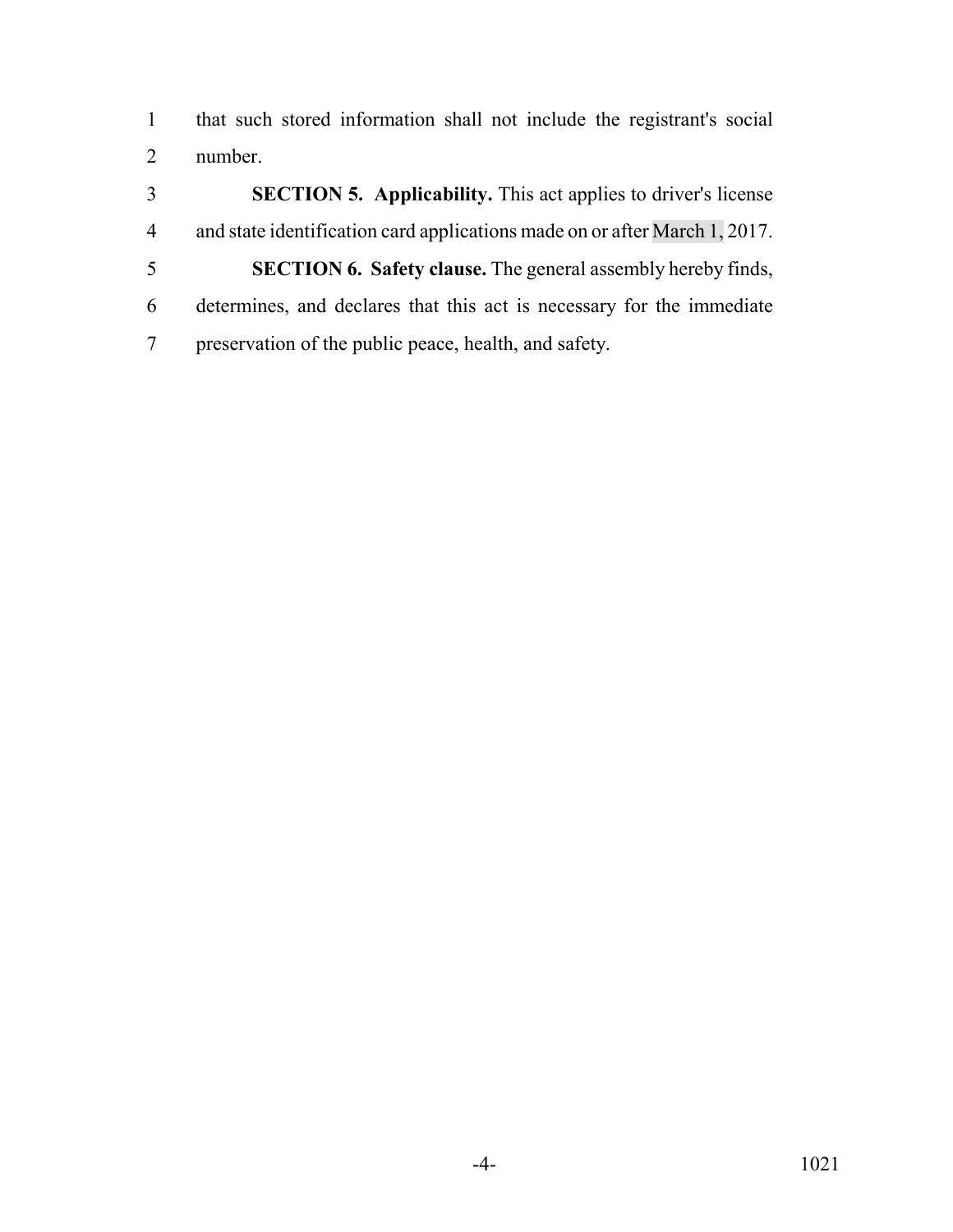that such stored information shall not include the registrant's social number.

**SECTION 5. Applicability.** This act applies to driver's license and state identification card applications made on or after March 1, 2017.

**SECTION 6. Safety clause.** The general assembly hereby finds, determines, and declares that this act is necessary for the immediate preservation of the public peace, health, and safety.